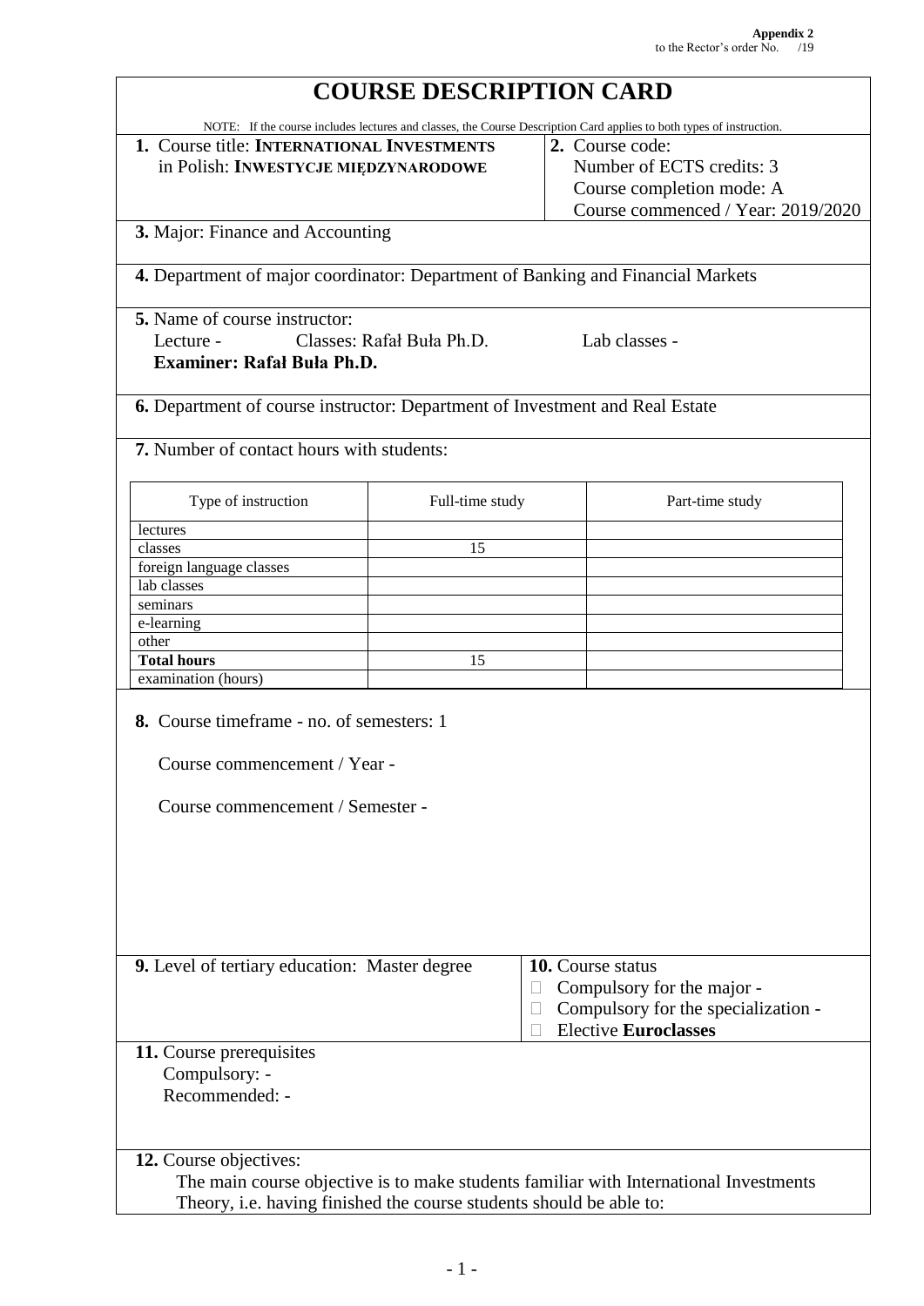**Appendix 2**
to the Rector's order No. /19

# COURSE DESCRIPTION CARD

NOTE: If the course includes lectures and classes, the Course Description Card applies to both types of instruction.

**1.** Course title: **INTERNATIONAL INVESTMENTS**
in Polish: **INWESTYCJE MIĘDZYNARODOWE**

**2.** Course code:
Number of ECTS credits: 3
Course completion mode: A
Course commenced / Year: 2019/2020

**3.** Major: Finance and Accounting

**4.** Department of major coordinator: Department of Banking and Financial Markets

**5.** Name of course instructor:
Lecture - Classes: Rafał Buła Ph.D. Lab classes -
**Examiner: Rafał Buła Ph.D.**

**6.** Department of course instructor: Department of Investment and Real Estate

**7.** Number of contact hours with students:

| Type of instruction | Full-time study | Part-time study |
|---|---|---|
| lectures | | |
| classes | 15 | |
| foreign language classes | | |
| lab classes | | |
| seminars | | |
| e-learning | | |
| other | | |
| **Total hours** | 15 | |
| examination (hours) | | |

**8.** Course timeframe - no. of semesters: 1

Course commencement / Year -

Course commencement / Semester -

**9.** Level of tertiary education: Master degree

**10.** Course status
- Compulsory for the major -
- Compulsory for the specialization -
- Elective **Euroclasses**

**11.** Course prerequisites
Compulsory: -
Recommended: -

**12.** Course objectives:
The main course objective is to make students familiar with International Investments Theory, i.e. having finished the course students should be able to: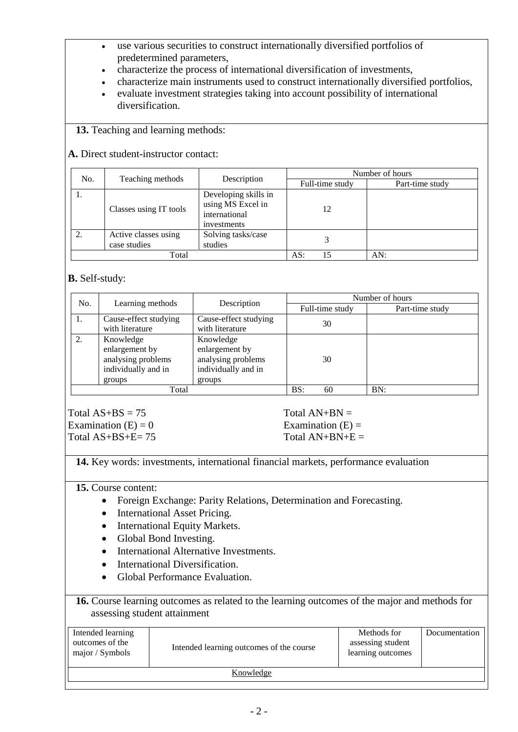- use various securities to construct internationally diversified portfolios of predetermined parameters,
- characterize the process of international diversification of investments,
- characterize main instruments used to construct internationally diversified portfolios,
- evaluate investment strategies taking into account possibility of international diversification.

**13.** Teaching and learning methods:

**A.** Direct student-instructor contact:

| No. | Teaching methods | Description | Number of hours | |
|---|---|---|---|---|
| | | | Full-time study | Part-time study |
| 1. | Classes using IT tools | Developing skills in using MS Excel in international investments | 12 | |
| 2. | Active classes using case studies | Solving tasks/case studies | 3 | |
| | Total | | AS: 15 | AN: |

**B.** Self-study:

| No. | Learning methods | Description | Number of hours | |
|---|---|---|---|---|
| | | | Full-time study | Part-time study |
| 1. | Cause-effect studying with literature | Cause-effect studying with literature | 30 | |
| 2. | Knowledge enlargement by analysing problems individually and in groups | Knowledge enlargement by analysing problems individually and in groups | 30 | |
| | Total | | BS: 60 | BN: |

Total AS+BS = 75
Examination (E) = 0
Total AS+BS+E= 75

Total AN+BN =
Examination (E) =
Total AN+BN+E =

**14.** Key words: investments, international financial markets, performance evaluation

**15.** Course content:

- Foreign Exchange: Parity Relations, Determination and Forecasting.
- International Asset Pricing.
- International Equity Markets.
- Global Bond Investing.
- International Alternative Investments.
- International Diversification.
- Global Performance Evaluation.

**16.** Course learning outcomes as related to the learning outcomes of the major and methods for assessing student attainment

| Intended learning outcomes of the major / Symbols | Intended learning outcomes of the course | Methods for assessing student learning outcomes | Documentation |
|---|---|---|---|
| | Knowledge | | |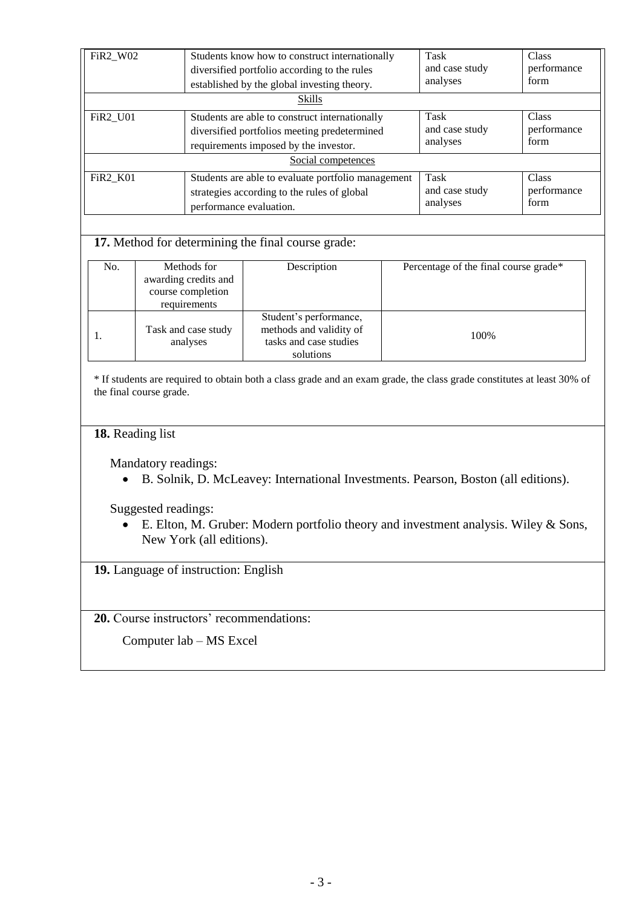| | | | |
|---|---|---|---|
| FiR2_W02 | Students know how to construct internationally diversified portfolio according to the rules established by the global investing theory. | Task and case study analyses | Class performance form |
| | Skills | | |
| FiR2_U01 | Students are able to construct internationally diversified portfolios meeting predetermined requirements imposed by the investor. | Task and case study analyses | Class performance form |
| | Social competences | | |
| FiR2_K01 | Students are able to evaluate portfolio management strategies according to the rules of global performance evaluation. | Task and case study analyses | Class performance form |

**17.** Method for determining the final course grade:

| No. | Methods for awarding credits and course completion requirements | Description | Percentage of the final course grade* |
|---|---|---|---|
| 1. | Task and case study analyses | Student's performance, methods and validity of tasks and case studies solutions | 100% |

\* If students are required to obtain both a class grade and an exam grade, the class grade constitutes at least 30% of the final course grade.

**18.** Reading list

Mandatory readings:

- B. Solnik, D. McLeavey: International Investments. Pearson, Boston (all editions).

Suggested readings:

- E. Elton, M. Gruber: Modern portfolio theory and investment analysis. Wiley & Sons, New York (all editions).

**19.** Language of instruction: English

**20.** Course instructors' recommendations:

Computer lab – MS Excel